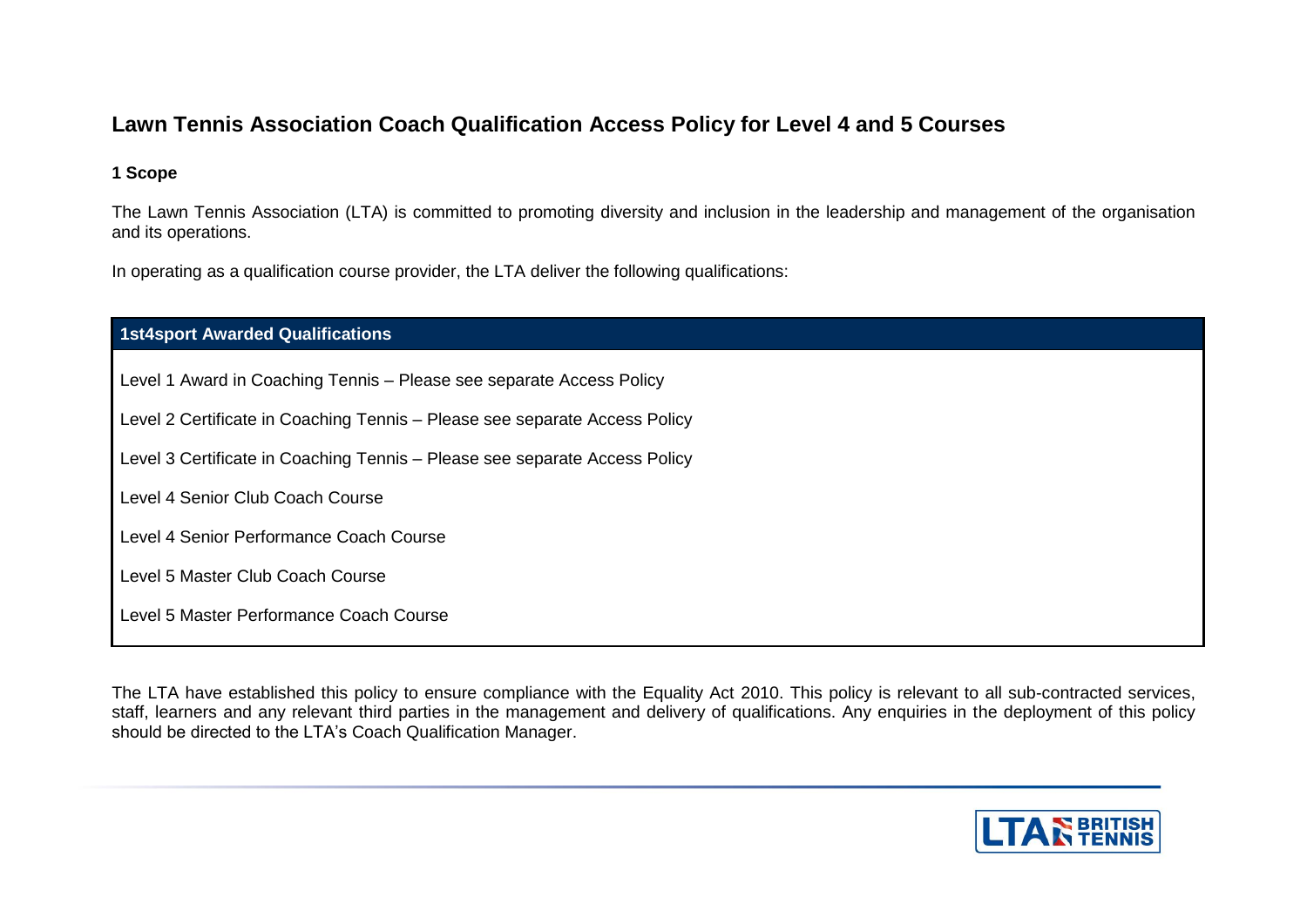# Lawn Tennis Association Coach Qualification Access Policy for Level 4 and 5 Courses

## 1 Scope

The Lawn Tennis Association (LTA) is committed to promoting diversity and inclusion in the leadership and management of the organisation and its operations.

In operating as a qualification course provider, the LTA deliver the following qualifications:

| 1st4sport Awarded Qualifications |
| --- |
| Level 1 Award in Coaching Tennis – Please see separate Access Policy |
| Level 2 Certificate in Coaching Tennis – Please see separate Access Policy |
| Level 3 Certificate in Coaching Tennis – Please see separate Access Policy |
| Level 4 Senior Club Coach Course |
| Level 4 Senior Performance Coach Course |
| Level 5 Master Club Coach Course |
| Level 5 Master Performance Coach Course |

The LTA have established this policy to ensure compliance with the Equality Act 2010. This policy is relevant to all sub-contracted services, staff, learners and any relevant third parties in the management and delivery of qualifications. Any enquiries in the deployment of this policy should be directed to the LTA's Coach Qualification Manager.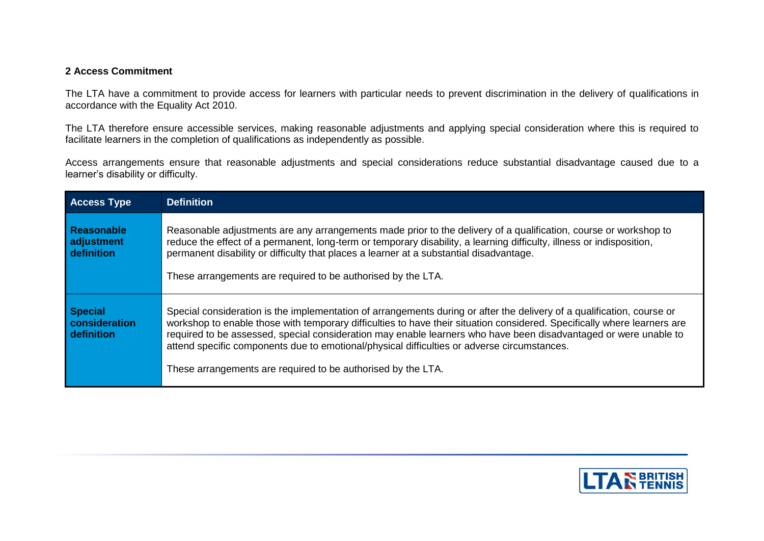## 2 Access Commitment

The LTA have a commitment to provide access for learners with particular needs to prevent discrimination in the delivery of qualifications in accordance with the Equality Act 2010.

The LTA therefore ensure accessible services, making reasonable adjustments and applying special consideration where this is required to facilitate learners in the completion of qualifications as independently as possible.

Access arrangements ensure that reasonable adjustments and special considerations reduce substantial disadvantage caused due to a learner's disability or difficulty.

| Access Type | Definition |
|---|---|
| **Reasonable adjustment definition** | Reasonable adjustments are any arrangements made prior to the delivery of a qualification, course or workshop to reduce the effect of a permanent, long-term or temporary disability, a learning difficulty, illness or indisposition, permanent disability or difficulty that places a learner at a substantial disadvantage.<br><br>These arrangements are required to be authorised by the LTA. |
| **Special consideration definition** | Special consideration is the implementation of arrangements during or after the delivery of a qualification, course or workshop to enable those with temporary difficulties to have their situation considered. Specifically where learners are required to be assessed, special consideration may enable learners who have been disadvantaged or were unable to attend specific components due to emotional/physical difficulties or adverse circumstances.<br><br>These arrangements are required to be authorised by the LTA. |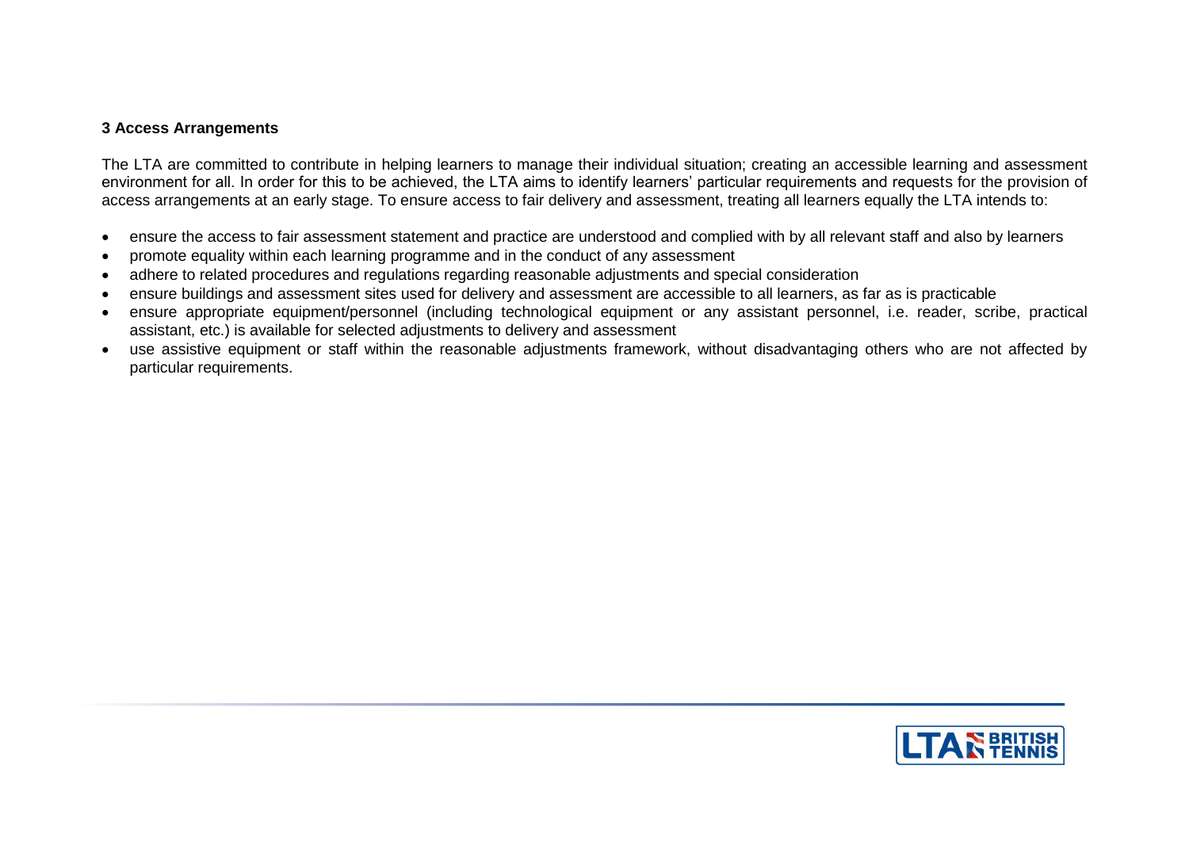### 3 Access Arrangements

The LTA are committed to contribute in helping learners to manage their individual situation; creating an accessible learning and assessment environment for all. In order for this to be achieved, the LTA aims to identify learners' particular requirements and requests for the provision of access arrangements at an early stage. To ensure access to fair delivery and assessment, treating all learners equally the LTA intends to:

- ensure the access to fair assessment statement and practice are understood and complied with by all relevant staff and also by learners
- promote equality within each learning programme and in the conduct of any assessment
- adhere to related procedures and regulations regarding reasonable adjustments and special consideration
- ensure buildings and assessment sites used for delivery and assessment are accessible to all learners, as far as is practicable
- ensure appropriate equipment/personnel (including technological equipment or any assistant personnel, i.e. reader, scribe, practical assistant, etc.) is available for selected adjustments to delivery and assessment
- use assistive equipment or staff within the reasonable adjustments framework, without disadvantaging others who are not affected by particular requirements.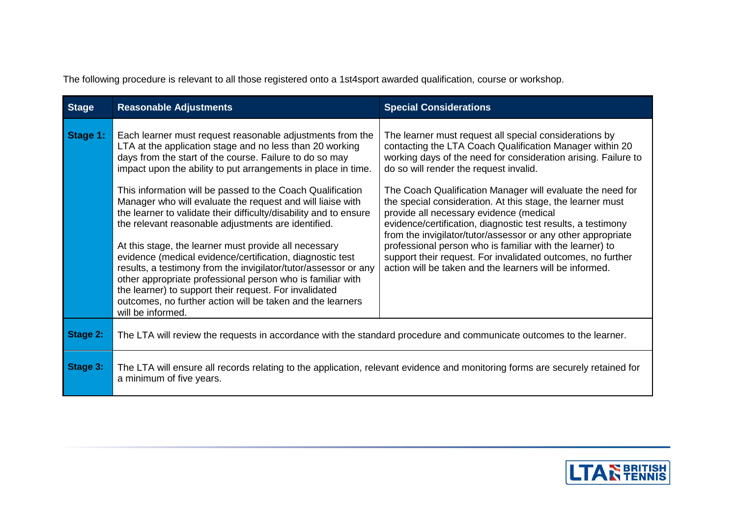The following procedure is relevant to all those registered onto a 1st4sport awarded qualification, course or workshop.

| Stage | Reasonable Adjustments | Special Considerations |
|---|---|---|
| **Stage 1:** | Each learner must request reasonable adjustments from the LTA at the application stage and no less than 20 working days from the start of the course. Failure to do so may impact upon the ability to put arrangements in place in time.<br><br>This information will be passed to the Coach Qualification Manager who will evaluate the request and will liaise with the learner to validate their difficulty/disability and to ensure the relevant reasonable adjustments are identified.<br><br>At this stage, the learner must provide all necessary evidence (medical evidence/certification, diagnostic test results, a testimony from the invigilator/tutor/assessor or any other appropriate professional person who is familiar with the learner) to support their request. For invalidated outcomes, no further action will be taken and the learners will be informed. | The learner must request all special considerations by contacting the LTA Coach Qualification Manager within 20 working days of the need for consideration arising. Failure to do so will render the request invalid.<br><br>The Coach Qualification Manager will evaluate the need for the special consideration. At this stage, the learner must provide all necessary evidence (medical evidence/certification, diagnostic test results, a testimony from the invigilator/tutor/assessor or any other appropriate professional person who is familiar with the learner) to support their request. For invalidated outcomes, no further action will be taken and the learners will be informed. |
| **Stage 2:** | The LTA will review the requests in accordance with the standard procedure and communicate outcomes to the learner. | |
| **Stage 3:** | The LTA will ensure all records relating to the application, relevant evidence and monitoring forms are securely retained for a minimum of five years. | |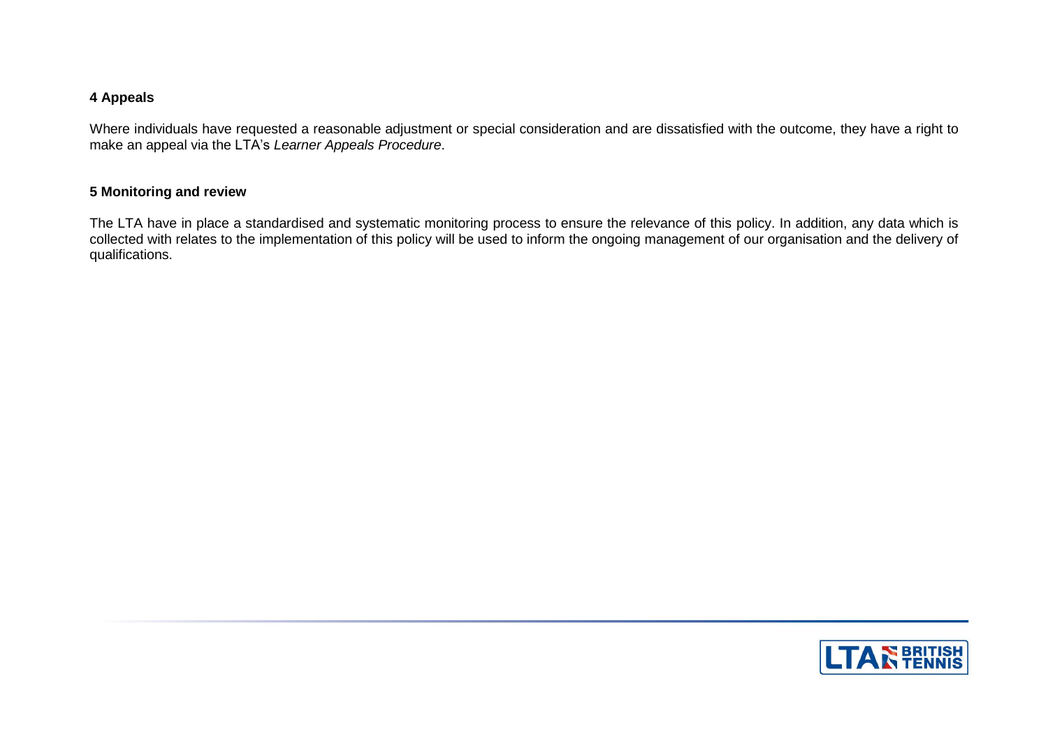## 4 Appeals

Where individuals have requested a reasonable adjustment or special consideration and are dissatisfied with the outcome, they have a right to make an appeal via the LTA's *Learner Appeals Procedure*.

## 5 Monitoring and review

The LTA have in place a standardised and systematic monitoring process to ensure the relevance of this policy. In addition, any data which is collected with relates to the implementation of this policy will be used to inform the ongoing management of our organisation and the delivery of qualifications.